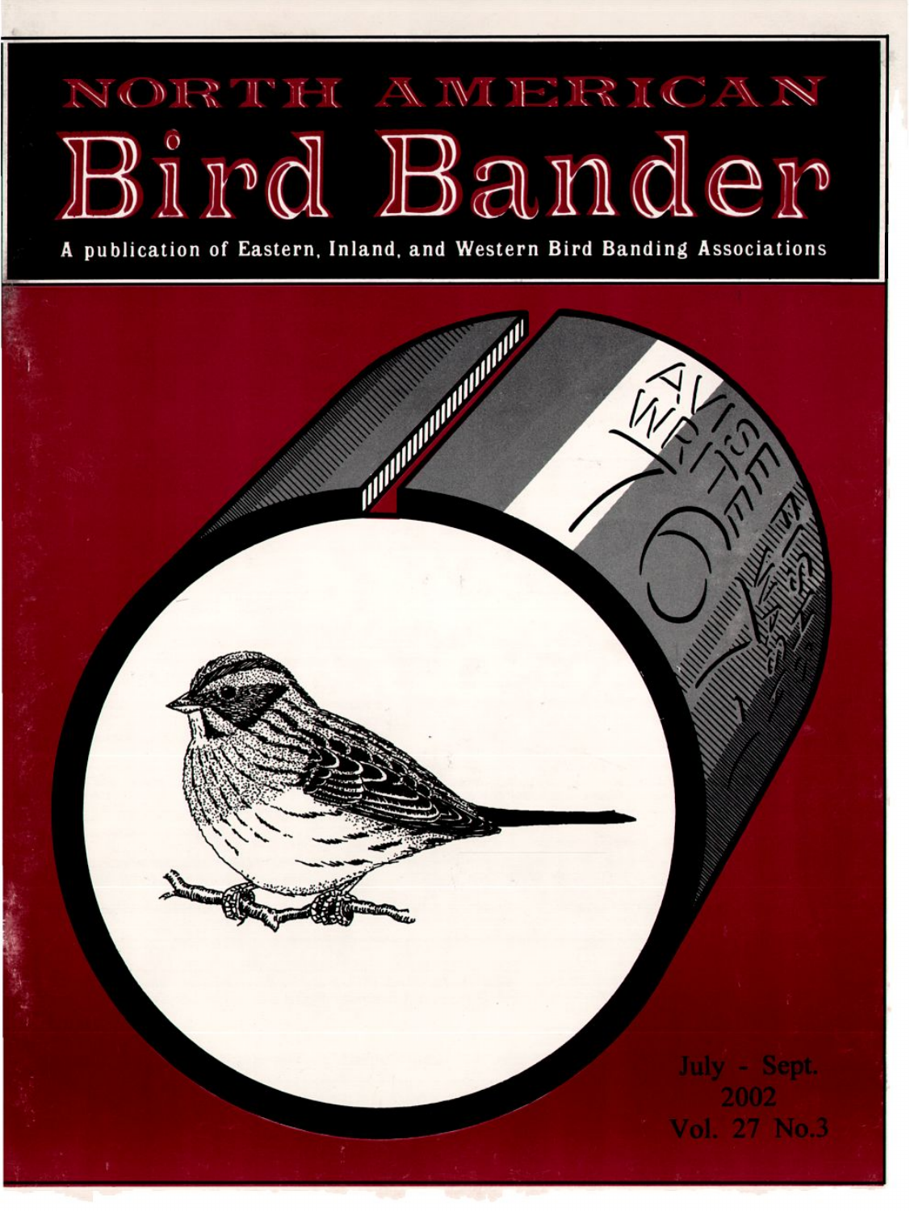# NORTH AMERICAN

# Bird Bander

**A publication of Eastern, Inland, and Western Bird Banding Associations**

July - Sept.
2002
Vol. 27 No.3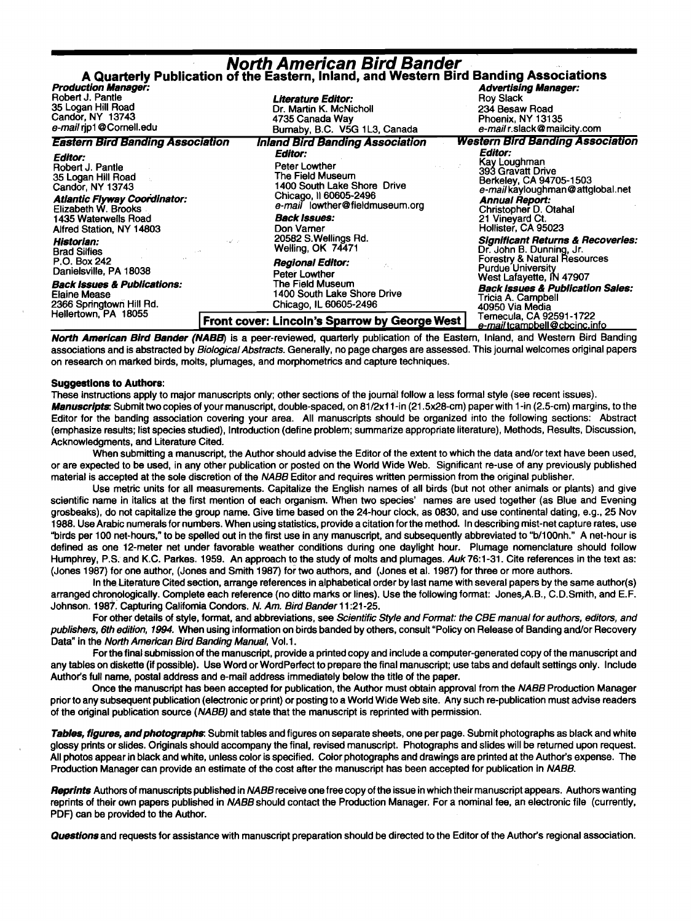# North American Bird Bander

## A Quarterly Publication of the Eastern, Inland, and Western Bird Banding Associations

***Production Manager:***
Robert J. Pantle
35 Logan Hill Road
Candor, NY 13743
*e-mail* rjp1@Cornell.edu

***Literature Editor:***
Dr. Martin K. McNicholl
4735 Canada Way
Burnaby, B.C. V5G 1L3, Canada

***Advertising Manager:***
Roy Slack
234 Besaw Road
Phoenix, NY 13135
*e-mail* r.slack@mailcity.com

### Eastern Bird Banding Association

***Editor:***
Robert J. Pantle
35 Logan Hill Road
Candor, NY 13743

***Atlantic Flyway Coordinator:***
Elizabeth W. Brooks
1435 Waterwells Road
Alfred Station, NY 14803

***Historian:***
Brad Silfies
P.O. Box 242
Danielsville, PA 18038

***Back Issues & Publications:***
Elaine Mease
2366 Springtown Hill Rd.
Hellertown, PA 18055

### Inland Bird Banding Association

***Editor:***
Peter Lowther
The Field Museum
1400 South Lake Shore Drive
Chicago, Il 60605-2496
*e-mail* lowther@fieldmuseum.org

***Back Issues:***
Don Varner
20582 S.Wellings Rd.
Welling, OK 74471

***Regional Editor:***
Peter Lowther
The Field Museum
1400 South Lake Shore Drive
Chicago, IL 60605-2496

### Western Bird Banding Association

***Editor:***
Kay Loughman
393 Gravatt Drive
Berkeley, CA 94705-1503
*e-mail* kayloughman@attglobal.net

***Annual Report:***
Christopher D. Otahal
21 Vineyard Ct.
Hollister, CA 95023

***Significant Returns & Recoveries:***
Dr. John B. Dunning, Jr.
Forestry & Natural Resources
Purdue University
West Lafayette, IN 47907

***Back Issues & Publication Sales:***
Tricia A. Campbell
40950 Via Media
Temecula, CA 92591-1722
*e-mail* tcampbell@cbcinc.info

**Front cover: Lincoln's Sparrow by George West**

***North American Bird Bander (NABB)*** is a peer-reviewed, quarterly publication of the Eastern, Inland, and Western Bird Banding associations and is abstracted by *Biological Abstracts*. Generally, no page charges are assessed. This journal welcomes original papers on research on marked birds, molts, plumages, and morphometrics and capture techniques.

**Suggestions to Authors:**

These instructions apply to major manuscripts only; other sections of the journal follow a less formal style (see recent issues).

***Manuscripts*:** Submit two copies of your manuscript, double-spaced, on 81/2x11-in (21.5x28-cm) paper with 1-in (2.5-cm) margins, to the Editor for the banding association covering your area. All manuscripts should be organized into the following sections: Abstract (emphasize results; list species studied), Introduction (define problem; summarize appropriate literature), Methods, Results, Discussion, Acknowledgments, and Literature Cited.

When submitting a manuscript, the Author should advise the Editor of the extent to which the data and/or text have been used, or are expected to be used, in any other publication or posted on the World Wide Web. Significant re-use of any previously published material is accepted at the sole discretion of the *NABB* Editor and requires written permission from the original publisher.

Use metric units for all measurements. Capitalize the English names of all birds (but not other animals or plants) and give scientific name in italics at the first mention of each organism. When two species' names are used together (as Blue and Evening grosbeaks), do not capitalize the group name. Give time based on the 24-hour clock, as 0830, and use continental dating, e.g., 25 Nov 1988. Use Arabic numerals for numbers. When using statistics, provide a citation for the method. In describing mist-net capture rates, use "birds per 100 net-hours," to be spelled out in the first use in any manuscript, and subsequently abbreviated to "b/100nh." A net-hour is defined as one 12-meter net under favorable weather conditions during one daylight hour. Plumage nomenclature should follow Humphrey, P.S. and K.C. Parkes. 1959. An approach to the study of molts and plumages. *Auk* 76:1-31. Cite references in the text as: (Jones 1987) for one author, (Jones and Smith 1987) for two authors, and (Jones et al. 1987) for three or more authors.

In the Literature Cited section, arrange references in alphabetical order by last name with several papers by the same author(s) arranged chronologically. Complete each reference (no ditto marks or lines). Use the following format: Jones,A.B., C.D.Smith, and E.F. Johnson. 1987. Capturing California Condors. *N. Am. Bird Bander* 11:21-25.

For other details of style, format, and abbreviations, see *Scientific Style and Format: the CBE manual for authors, editors, and publishers, 6th edition, 1994.* When using information on birds banded by others, consult "Policy on Release of Banding and/or Recovery Data" in the *North American Bird Banding Manual*, Vol.1.

For the final submission of the manuscript, provide a printed copy and include a computer-generated copy of the manuscript and any tables on diskette (if possible). Use Word or WordPerfect to prepare the final manuscript; use tabs and default settings only. Include Author's full name, postal address and e-mail address immediately below the title of the paper.

Once the manuscript has been accepted for publication, the Author must obtain approval from the *NABB* Production Manager prior to any subsequent publication (electronic or print) or posting to a World Wide Web site. Any such re-publication must advise readers of the original publication source (*NABB)* and state that the manuscript is reprinted with permission.

***Tables, figures, and photographs*:** Submit tables and figures on separate sheets, one per page. Submit photographs as black and white glossy prints or slides. Originals should accompany the final, revised manuscript. Photographs and slides will be returned upon request. All photos appear in black and white, unless color is specified. Color photographs and drawings are printed at the Author's expense. The Production Manager can provide an estimate of the cost after the manuscript has been accepted for publication in *NABB*.

***Reprints*** Authors of manuscripts published in *NABB* receive one free copy of the issue in which their manuscript appears. Authors wanting reprints of their own papers published in *NABB* should contact the Production Manager. For a nominal fee, an electronic file (currently, PDF) can be provided to the Author.

***Questions*** and requests for assistance with manuscript preparation should be directed to the Editor of the Author's regional association.